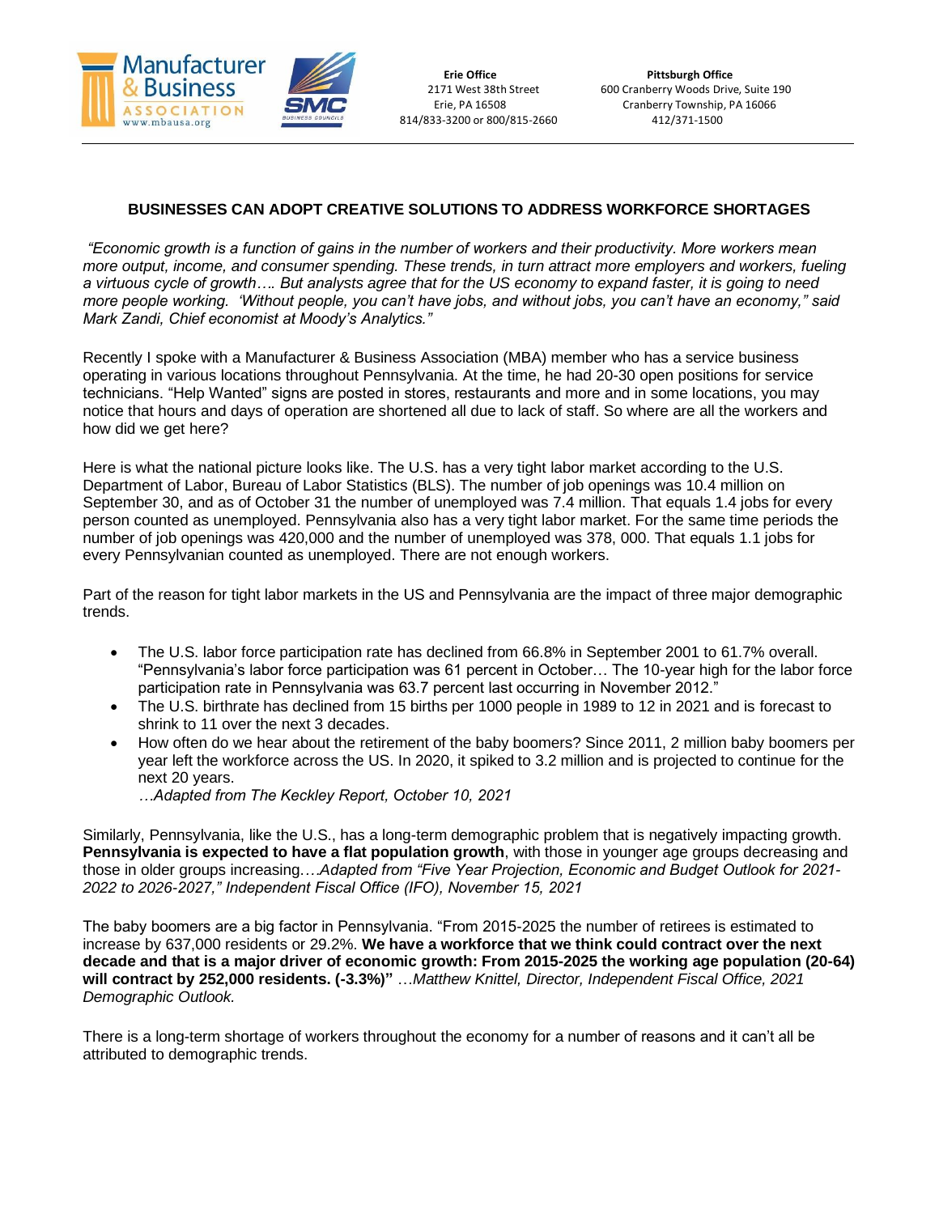Erie Office
2171 West 38th Street
Erie, PA 16508
814/833-3200 or 800/815-2660

Pittsburgh Office
600 Cranberry Woods Drive, Suite 190
Cranberry Township, PA 16066
412/371-1500

## BUSINESSES CAN ADOPT CREATIVE SOLUTIONS TO ADDRESS WORKFORCE SHORTAGES

*"Economic growth is a function of gains in the number of workers and their productivity. More workers mean more output, income, and consumer spending. These trends, in turn attract more employers and workers, fueling a virtuous cycle of growth…. But analysts agree that for the US economy to expand faster, it is going to need more people working. 'Without people, you can't have jobs, and without jobs, you can't have an economy," said Mark Zandi, Chief economist at Moody's Analytics."*

Recently I spoke with a Manufacturer & Business Association (MBA) member who has a service business operating in various locations throughout Pennsylvania. At the time, he had 20-30 open positions for service technicians. "Help Wanted" signs are posted in stores, restaurants and more and in some locations, you may notice that hours and days of operation are shortened all due to lack of staff. So where are all the workers and how did we get here?

Here is what the national picture looks like. The U.S. has a very tight labor market according to the U.S. Department of Labor, Bureau of Labor Statistics (BLS). The number of job openings was 10.4 million on September 30, and as of October 31 the number of unemployed was 7.4 million. That equals 1.4 jobs for every person counted as unemployed. Pennsylvania also has a very tight labor market. For the same time periods the number of job openings was 420,000 and the number of unemployed was 378, 000. That equals 1.1 jobs for every Pennsylvanian counted as unemployed. There are not enough workers.

Part of the reason for tight labor markets in the US and Pennsylvania are the impact of three major demographic trends.

- The U.S. labor force participation rate has declined from 66.8% in September 2001 to 61.7% overall. "Pennsylvania's labor force participation was 61 percent in October… The 10-year high for the labor force participation rate in Pennsylvania was 63.7 percent last occurring in November 2012."
- The U.S. birthrate has declined from 15 births per 1000 people in 1989 to 12 in 2021 and is forecast to shrink to 11 over the next 3 decades.
- How often do we hear about the retirement of the baby boomers? Since 2011, 2 million baby boomers per year left the workforce across the US. In 2020, it spiked to 3.2 million and is projected to continue for the next 20 years.

  *…Adapted from The Keckley Report, October 10, 2021*

Similarly, Pennsylvania, like the U.S., has a long-term demographic problem that is negatively impacting growth. **Pennsylvania is expected to have a flat population growth**, with those in younger age groups decreasing and those in older groups increasing.*…Adapted from "Five Year Projection, Economic and Budget Outlook for 2021-2022 to 2026-2027," Independent Fiscal Office (IFO), November 15, 2021*

The baby boomers are a big factor in Pennsylvania. "From 2015-2025 the number of retirees is estimated to increase by 637,000 residents or 29.2%. **We have a workforce that we think could contract over the next decade and that is a major driver of economic growth: From 2015-2025 the working age population (20-64) will contract by 252,000 residents. (-3.3%)"** …*Matthew Knittel, Director, Independent Fiscal Office, 2021 Demographic Outlook.*

There is a long-term shortage of workers throughout the economy for a number of reasons and it can't all be attributed to demographic trends.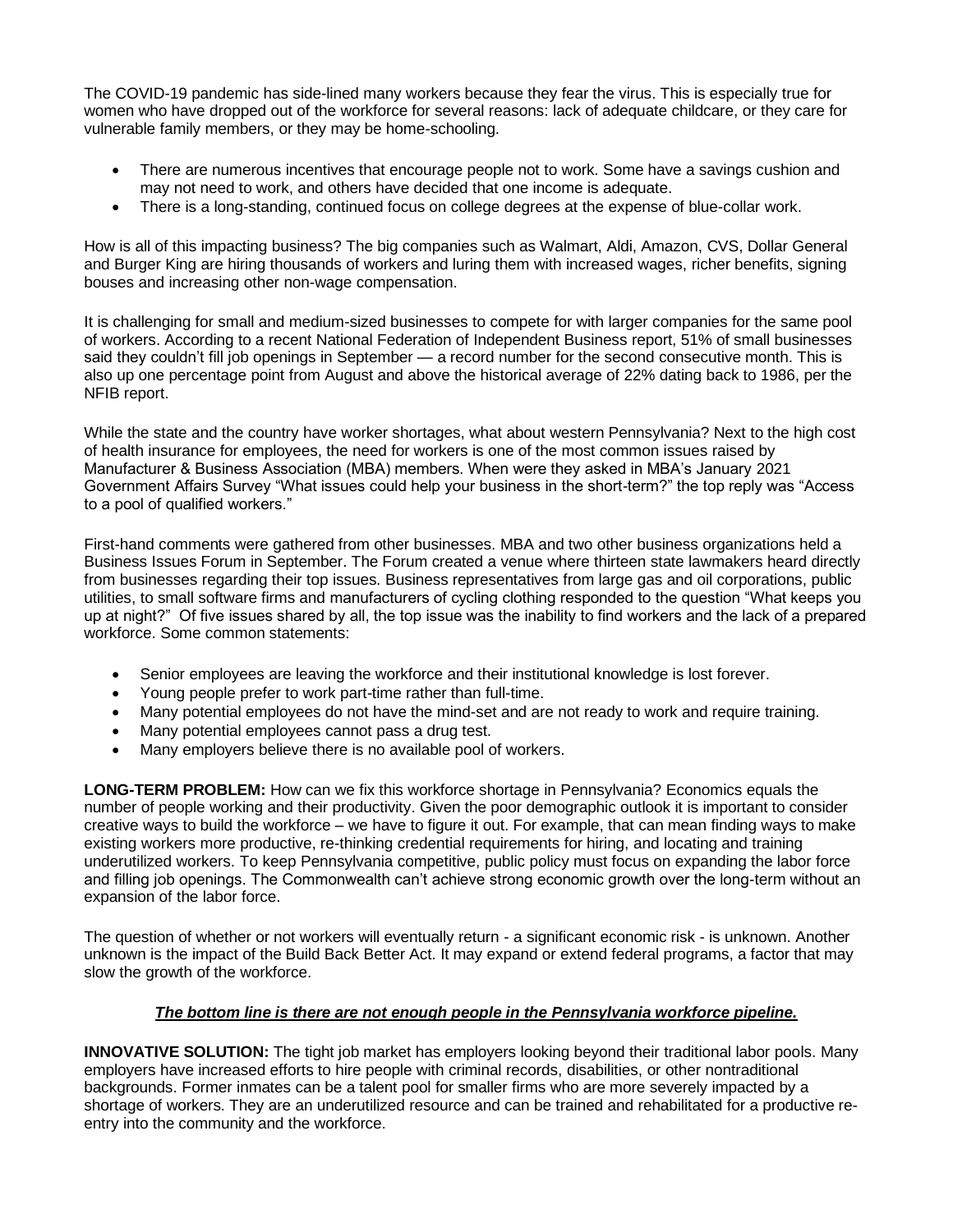The COVID-19 pandemic has side-lined many workers because they fear the virus. This is especially true for women who have dropped out of the workforce for several reasons: lack of adequate childcare, or they care for vulnerable family members, or they may be home-schooling.

- There are numerous incentives that encourage people not to work. Some have a savings cushion and may not need to work, and others have decided that one income is adequate.
- There is a long-standing, continued focus on college degrees at the expense of blue-collar work.

How is all of this impacting business? The big companies such as Walmart, Aldi, Amazon, CVS, Dollar General and Burger King are hiring thousands of workers and luring them with increased wages, richer benefits, signing bouses and increasing other non-wage compensation.

It is challenging for small and medium-sized businesses to compete for with larger companies for the same pool of workers. According to a recent National Federation of Independent Business report, 51% of small businesses said they couldn't fill job openings in September — a record number for the second consecutive month. This is also up one percentage point from August and above the historical average of 22% dating back to 1986, per the NFIB report.

While the state and the country have worker shortages, what about western Pennsylvania? Next to the high cost of health insurance for employees, the need for workers is one of the most common issues raised by Manufacturer & Business Association (MBA) members. When were they asked in MBA's January 2021 Government Affairs Survey "What issues could help your business in the short-term?" the top reply was "Access to a pool of qualified workers."

First-hand comments were gathered from other businesses. MBA and two other business organizations held a Business Issues Forum in September. The Forum created a venue where thirteen state lawmakers heard directly from businesses regarding their top issues. Business representatives from large gas and oil corporations, public utilities, to small software firms and manufacturers of cycling clothing responded to the question "What keeps you up at night?" Of five issues shared by all, the top issue was the inability to find workers and the lack of a prepared workforce. Some common statements:

- Senior employees are leaving the workforce and their institutional knowledge is lost forever.
- Young people prefer to work part-time rather than full-time.
- Many potential employees do not have the mind-set and are not ready to work and require training.
- Many potential employees cannot pass a drug test.
- Many employers believe there is no available pool of workers.

**LONG-TERM PROBLEM:** How can we fix this workforce shortage in Pennsylvania? Economics equals the number of people working and their productivity. Given the poor demographic outlook it is important to consider creative ways to build the workforce – we have to figure it out. For example, that can mean finding ways to make existing workers more productive, re-thinking credential requirements for hiring, and locating and training underutilized workers. To keep Pennsylvania competitive, public policy must focus on expanding the labor force and filling job openings. The Commonwealth can't achieve strong economic growth over the long-term without an expansion of the labor force.

The question of whether or not workers will eventually return - a significant economic risk - is unknown. Another unknown is the impact of the Build Back Better Act. It may expand or extend federal programs, a factor that may slow the growth of the workforce.

***The bottom line is there are not enough people in the Pennsylvania workforce pipeline.***

**INNOVATIVE SOLUTION:** The tight job market has employers looking beyond their traditional labor pools. Many employers have increased efforts to hire people with criminal records, disabilities, or other nontraditional backgrounds. Former inmates can be a talent pool for smaller firms who are more severely impacted by a shortage of workers. They are an underutilized resource and can be trained and rehabilitated for a productive re-entry into the community and the workforce.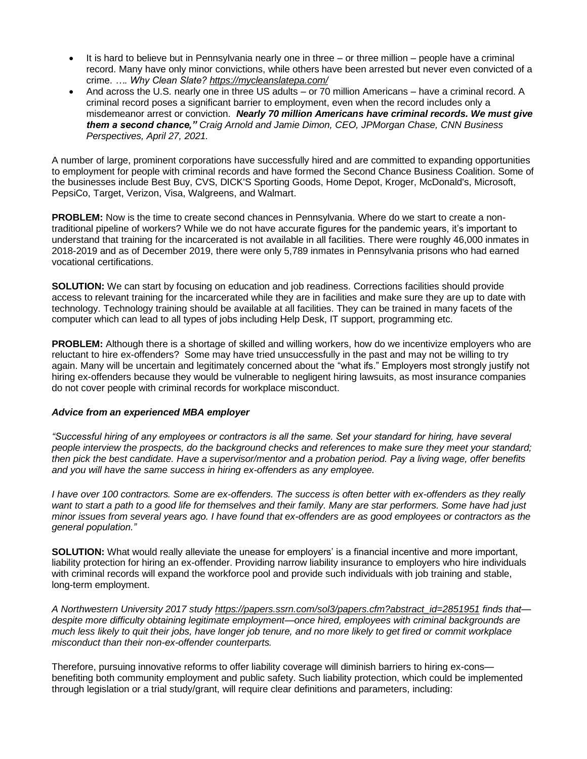- It is hard to believe but in Pennsylvania nearly one in three – or three million – people have a criminal record. Many have only minor convictions, while others have been arrested but never even convicted of a crime. *…. Why Clean Slate? https://mycleanslatepa.com/*
- And across the U.S. nearly one in three US adults – or 70 million Americans – have a criminal record. A criminal record poses a significant barrier to employment, even when the record includes only a misdemeanor arrest or conviction. ***Nearly 70 million Americans have criminal records. We must give them a second chance,"*** *Craig Arnold and Jamie Dimon, CEO, JPMorgan Chase, CNN Business Perspectives, April 27, 2021.*

A number of large, prominent corporations have successfully hired and are committed to expanding opportunities to employment for people with criminal records and have formed the Second Chance Business Coalition. Some of the businesses include Best Buy, CVS, DICK'S Sporting Goods, Home Depot, Kroger, McDonald's, Microsoft, PepsiCo, Target, Verizon, Visa, Walgreens, and Walmart.

**PROBLEM:** Now is the time to create second chances in Pennsylvania. Where do we start to create a non-traditional pipeline of workers? While we do not have accurate figures for the pandemic years, it's important to understand that training for the incarcerated is not available in all facilities. There were roughly 46,000 inmates in 2018-2019 and as of December 2019, there were only 5,789 inmates in Pennsylvania prisons who had earned vocational certifications.

**SOLUTION:** We can start by focusing on education and job readiness. Corrections facilities should provide access to relevant training for the incarcerated while they are in facilities and make sure they are up to date with technology. Technology training should be available at all facilities. They can be trained in many facets of the computer which can lead to all types of jobs including Help Desk, IT support, programming etc.

**PROBLEM:** Although there is a shortage of skilled and willing workers, how do we incentivize employers who are reluctant to hire ex-offenders? Some may have tried unsuccessfully in the past and may not be willing to try again. Many will be uncertain and legitimately concerned about the "what ifs." Employers most strongly justify not hiring ex-offenders because they would be vulnerable to negligent hiring lawsuits, as most insurance companies do not cover people with criminal records for workplace misconduct.

***Advice from an experienced MBA employer***

*"Successful hiring of any employees or contractors is all the same. Set your standard for hiring, have several people interview the prospects, do the background checks and references to make sure they meet your standard; then pick the best candidate. Have a supervisor/mentor and a probation period. Pay a living wage, offer benefits and you will have the same success in hiring ex-offenders as any employee.*

*I have over 100 contractors. Some are ex-offenders. The success is often better with ex-offenders as they really want to start a path to a good life for themselves and their family. Many are star performers. Some have had just minor issues from several years ago. I have found that ex-offenders are as good employees or contractors as the general population."*

**SOLUTION:** What would really alleviate the unease for employers' is a financial incentive and more important, liability protection for hiring an ex-offender. Providing narrow liability insurance to employers who hire individuals with criminal records will expand the workforce pool and provide such individuals with job training and stable, long-term employment.

*A Northwestern University 2017 study https://papers.ssrn.com/sol3/papers.cfm?abstract_id=2851951 finds that—despite more difficulty obtaining legitimate employment—once hired, employees with criminal backgrounds are much less likely to quit their jobs, have longer job tenure, and no more likely to get fired or commit workplace misconduct than their non-ex-offender counterparts.*

Therefore, pursuing innovative reforms to offer liability coverage will diminish barriers to hiring ex-cons—benefiting both community employment and public safety. Such liability protection, which could be implemented through legislation or a trial study/grant, will require clear definitions and parameters, including: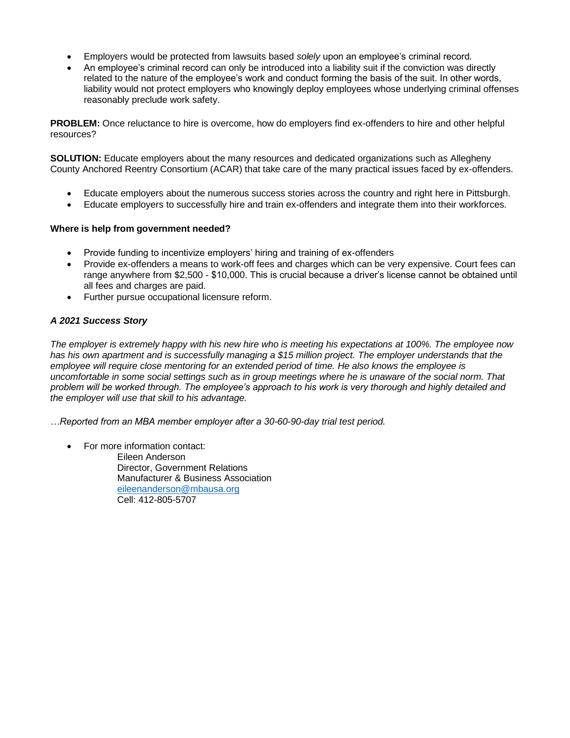- Employers would be protected from lawsuits based *solely* upon an employee's criminal record*.*
- An employee's criminal record can only be introduced into a liability suit if the conviction was directly related to the nature of the employee's work and conduct forming the basis of the suit. In other words, liability would not protect employers who knowingly deploy employees whose underlying criminal offenses reasonably preclude work safety.

**PROBLEM:** Once reluctance to hire is overcome, how do employers find ex-offenders to hire and other helpful resources?

**SOLUTION:** Educate employers about the many resources and dedicated organizations such as Allegheny County Anchored Reentry Consortium (ACAR) that take care of the many practical issues faced by ex-offenders.

- Educate employers about the numerous success stories across the country and right here in Pittsburgh.
- Educate employers to successfully hire and train ex-offenders and integrate them into their workforces.

**Where is help from government needed?**

- Provide funding to incentivize employers' hiring and training of ex-offenders
- Provide ex-offenders a means to work-off fees and charges which can be very expensive. Court fees can range anywhere from $2,500 - $10,000. This is crucial because a driver's license cannot be obtained until all fees and charges are paid.
- Further pursue occupational licensure reform.

***A 2021 Success Story***

*The employer is extremely happy with his new hire who is meeting his expectations at 100%. The employee now has his own apartment and is successfully managing a $15 million project. The employer understands that the employee will require close mentoring for an extended period of time. He also knows the employee is uncomfortable in some social settings such as in group meetings where he is unaware of the social norm. That problem will be worked through. The employee's approach to his work is very thorough and highly detailed and the employer will use that skill to his advantage.*

*…Reported from an MBA member employer after a 30-60-90-day trial test period.*

- For more information contact:
  Eileen Anderson
  Director, Government Relations
  Manufacturer & Business Association
  eileenanderson@mbausa.org
  Cell: 412-805-5707